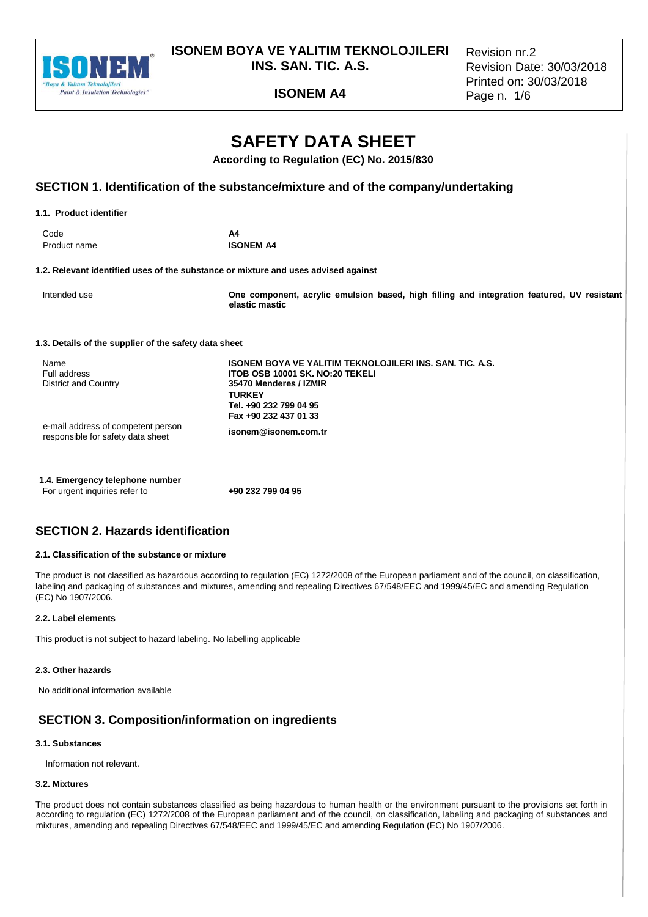# SAFETY DATA SHEET

**According to Regulation (EC) No. 2015/830**

## SECTION 1. Identification of the substance/mixture and of the company/undertaking

### 1.1. Product identifier

| | |
|---|---|
| Code | **A4** |
| Product name | **ISONEM A4** |

### 1.2. Relevant identified uses of the substance or mixture and uses advised against

| | |
|---|---|
| Intended use | **One component, acrylic emulsion based, high filling and integration featured, UV resistant elastic mastic** |

### 1.3. Details of the supplier of the safety data sheet

| | |
|---|---|
| Name | **ISONEM BOYA VE YALITIM TEKNOLOJILERI INS. SAN. TIC. A.S.** |
| Full address | **ITOB OSB 10001 SK. NO:20 TEKELI** |
| District and Country | **35470 Menderes / IZMIR** |
| | **TURKEY** |
| | **Tel. +90 232 799 04 95** |
| | **Fax +90 232 437 01 33** |
| e-mail address of competent person responsible for safety data sheet | **isonem@isonem.com.tr** |

### 1.4. Emergency telephone number

| | |
|---|---|
| For urgent inquiries refer to | **+90 232 799 04 95** |

## SECTION 2. Hazards identification

### 2.1. Classification of the substance or mixture

The product is not classified as hazardous according to regulation (EC) 1272/2008 of the European parliament and of the council, on classification, labeling and packaging of substances and mixtures, amending and repealing Directives 67/548/EEC and 1999/45/EC and amending Regulation (EC) No 1907/2006.

### 2.2. Label elements

This product is not subject to hazard labeling. No labelling applicable

### 2.3. Other hazards

No additional information available

## SECTION 3. Composition/information on ingredients

### 3.1. Substances

Information not relevant.

### 3.2. Mixtures

The product does not contain substances classified as being hazardous to human health or the environment pursuant to the provisions set forth in according to regulation (EC) 1272/2008 of the European parliament and of the council, on classification, labeling and packaging of substances and mixtures, amending and repealing Directives 67/548/EEC and 1999/45/EC and amending Regulation (EC) No 1907/2006.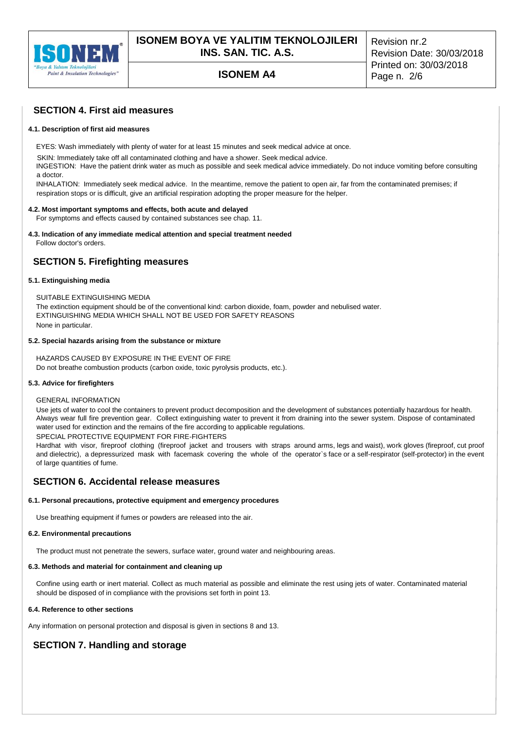## SECTION 4. First aid measures

### 4.1. Description of first aid measures

EYES: Wash immediately with plenty of water for at least 15 minutes and seek medical advice at once.

SKIN: Immediately take off all contaminated clothing and have a shower. Seek medical advice.

INGESTION: Have the patient drink water as much as possible and seek medical advice immediately. Do not induce vomiting before consulting a doctor.

INHALATION: Immediately seek medical advice. In the meantime, remove the patient to open air, far from the contaminated premises; if respiration stops or is difficult, give an artificial respiration adopting the proper measure for the helper.

### 4.2. Most important symptoms and effects, both acute and delayed

For symptoms and effects caused by contained substances see chap. 11.

### 4.3. Indication of any immediate medical attention and special treatment needed

Follow doctor's orders.

## SECTION 5. Firefighting measures

### 5.1. Extinguishing media

SUITABLE EXTINGUISHING MEDIA

The extinction equipment should be of the conventional kind: carbon dioxide, foam, powder and nebulised water.

EXTINGUISHING MEDIA WHICH SHALL NOT BE USED FOR SAFETY REASONS

None in particular.

### 5.2. Special hazards arising from the substance or mixture

HAZARDS CAUSED BY EXPOSURE IN THE EVENT OF FIRE

Do not breathe combustion products (carbon oxide, toxic pyrolysis products, etc.).

### 5.3. Advice for firefighters

GENERAL INFORMATION

Use jets of water to cool the containers to prevent product decomposition and the development of substances potentially hazardous for health. Always wear full fire prevention gear. Collect extinguishing water to prevent it from draining into the sewer system. Dispose of contaminated water used for extinction and the remains of the fire according to applicable regulations.

SPECIAL PROTECTIVE EQUIPMENT FOR FIRE-FIGHTERS

Hardhat with visor, fireproof clothing (fireproof jacket and trousers with straps around arms, legs and waist), work gloves (fireproof, cut proof and dielectric), a depressurized mask with facemask covering the whole of the operator`s face or a self-respirator (self-protector) in the event of large quantities of fume.

## SECTION 6. Accidental release measures

### 6.1. Personal precautions, protective equipment and emergency procedures

Use breathing equipment if fumes or powders are released into the air.

### 6.2. Environmental precautions

The product must not penetrate the sewers, surface water, ground water and neighbouring areas.

### 6.3. Methods and material for containment and cleaning up

Confine using earth or inert material. Collect as much material as possible and eliminate the rest using jets of water. Contaminated material should be disposed of in compliance with the provisions set forth in point 13.

### 6.4. Reference to other sections

Any information on personal protection and disposal is given in sections 8 and 13.

## SECTION 7. Handling and storage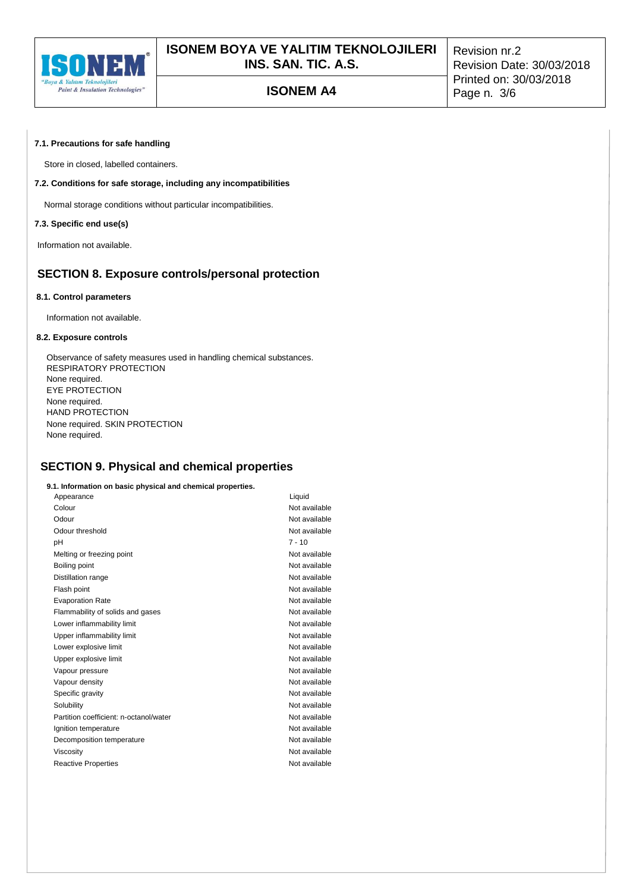**7.1. Precautions for safe handling**

Store in closed, labelled containers.

**7.2. Conditions for safe storage, including any incompatibilities**

Normal storage conditions without particular incompatibilities.

**7.3. Specific end use(s)**

Information not available.

## SECTION 8. Exposure controls/personal protection

**8.1. Control parameters**

Information not available.

**8.2. Exposure controls**

Observance of safety measures used in handling chemical substances.
RESPIRATORY PROTECTION
None required.
EYE PROTECTION
None required.
HAND PROTECTION
None required. SKIN PROTECTION
None required.

## SECTION 9. Physical and chemical properties

**9.1. Information on basic physical and chemical properties.**

| | |
|---|---|
| Appearance | Liquid |
| Colour | Not available |
| Odour | Not available |
| Odour threshold | Not available |
| pH | 7 - 10 |
| Melting or freezing point | Not available |
| Boiling point | Not available |
| Distillation range | Not available |
| Flash point | Not available |
| Evaporation Rate | Not available |
| Flammability of solids and gases | Not available |
| Lower inflammability limit | Not available |
| Upper inflammability limit | Not available |
| Lower explosive limit | Not available |
| Upper explosive limit | Not available |
| Vapour pressure | Not available |
| Vapour density | Not available |
| Specific gravity | Not available |
| Solubility | Not available |
| Partition coefficient: n-octanol/water | Not available |
| Ignition temperature | Not available |
| Decomposition temperature | Not available |
| Viscosity | Not available |
| Reactive Properties | Not available |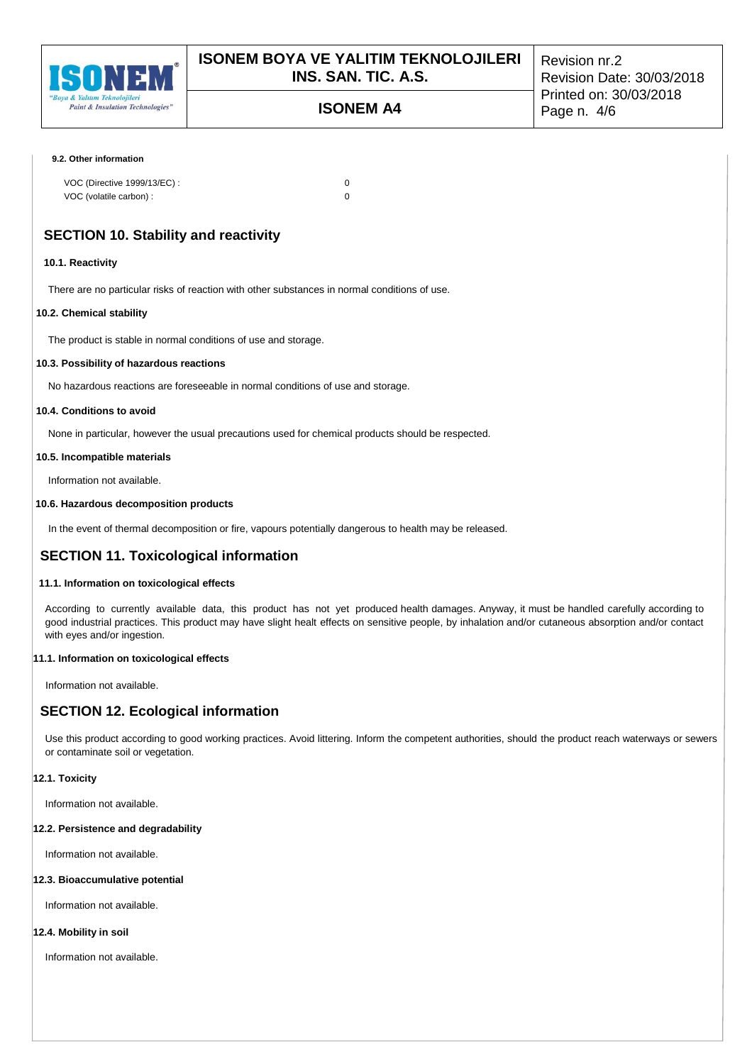#### 9.2. Other information

| | |
|---|---|
| VOC (Directive 1999/13/EC) : | 0 |
| VOC (volatile carbon) : | 0 |

## SECTION 10. Stability and reactivity

### 10.1. Reactivity

There are no particular risks of reaction with other substances in normal conditions of use.

### 10.2. Chemical stability

The product is stable in normal conditions of use and storage.

### 10.3. Possibility of hazardous reactions

No hazardous reactions are foreseeable in normal conditions of use and storage.

### 10.4. Conditions to avoid

None in particular, however the usual precautions used for chemical products should be respected.

### 10.5. Incompatible materials

Information not available.

### 10.6. Hazardous decomposition products

In the event of thermal decomposition or fire, vapours potentially dangerous to health may be released.

## SECTION 11. Toxicological information

### 11.1. Information on toxicological effects

According to currently available data, this product has not yet produced health damages. Anyway, it must be handled carefully according to good industrial practices. This product may have slight healt effects on sensitive people, by inhalation and/or cutaneous absorption and/or contact with eyes and/or ingestion.

### 11.1. Information on toxicological effects

Information not available.

## SECTION 12. Ecological information

Use this product according to good working practices. Avoid littering. Inform the competent authorities, should the product reach waterways or sewers or contaminate soil or vegetation.

### 12.1. Toxicity

Information not available.

### 12.2. Persistence and degradability

Information not available.

### 12.3. Bioaccumulative potential

Information not available.

### 12.4. Mobility in soil

Information not available.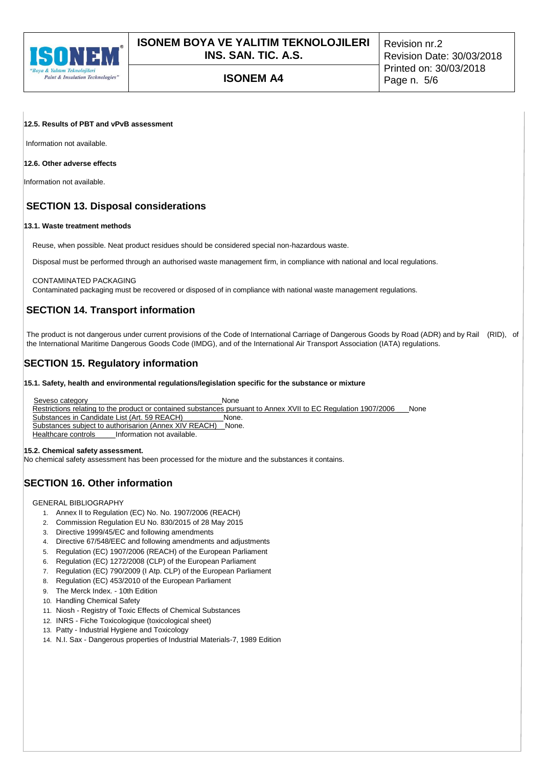**12.5. Results of PBT and vPvB assessment**

Information not available.

**12.6. Other adverse effects**

Information not available.

## SECTION 13. Disposal considerations

**13.1. Waste treatment methods**

Reuse, when possible. Neat product residues should be considered special non-hazardous waste.

Disposal must be performed through an authorised waste management firm, in compliance with national and local regulations.

CONTAMINATED PACKAGING
Contaminated packaging must be recovered or disposed of in compliance with national waste management regulations.

## SECTION 14. Transport information

The product is not dangerous under current provisions of the Code of International Carriage of Dangerous Goods by Road (ADR) and by Rail (RID), of the International Maritime Dangerous Goods Code (IMDG), and of the International Air Transport Association (IATA) regulations.

## SECTION 15. Regulatory information

**15.1. Safety, health and environmental regulations/legislation specific for the substance or mixture**

Seveso category None
Restrictions relating to the product or contained substances pursuant to Annex XVII to EC Regulation 1907/2006 None
Substances in Candidate List (Art. 59 REACH) None.
Substances subject to authorisarion (Annex XIV REACH) None.
Healthcare controls Information not available.

**15.2. Chemical safety assessment.**
No chemical safety assessment has been processed for the mixture and the substances it contains.

## SECTION 16. Other information

GENERAL BIBLIOGRAPHY

1. Annex II to Regulation (EC) No. No. 1907/2006 (REACH)
2. Commission Regulation EU No. 830/2015 of 28 May 2015
3. Directive 1999/45/EC and following amendments
4. Directive 67/548/EEC and following amendments and adjustments
5. Regulation (EC) 1907/2006 (REACH) of the European Parliament
6. Regulation (EC) 1272/2008 (CLP) of the European Parliament
7. Regulation (EC) 790/2009 (I Atp. CLP) of the European Parliament
8. Regulation (EC) 453/2010 of the European Parliament
9. The Merck Index. - 10th Edition
10. Handling Chemical Safety
11. Niosh - Registry of Toxic Effects of Chemical Substances
12. INRS - Fiche Toxicologique (toxicological sheet)
13. Patty - Industrial Hygiene and Toxicology
14. N.I. Sax - Dangerous properties of Industrial Materials-7, 1989 Edition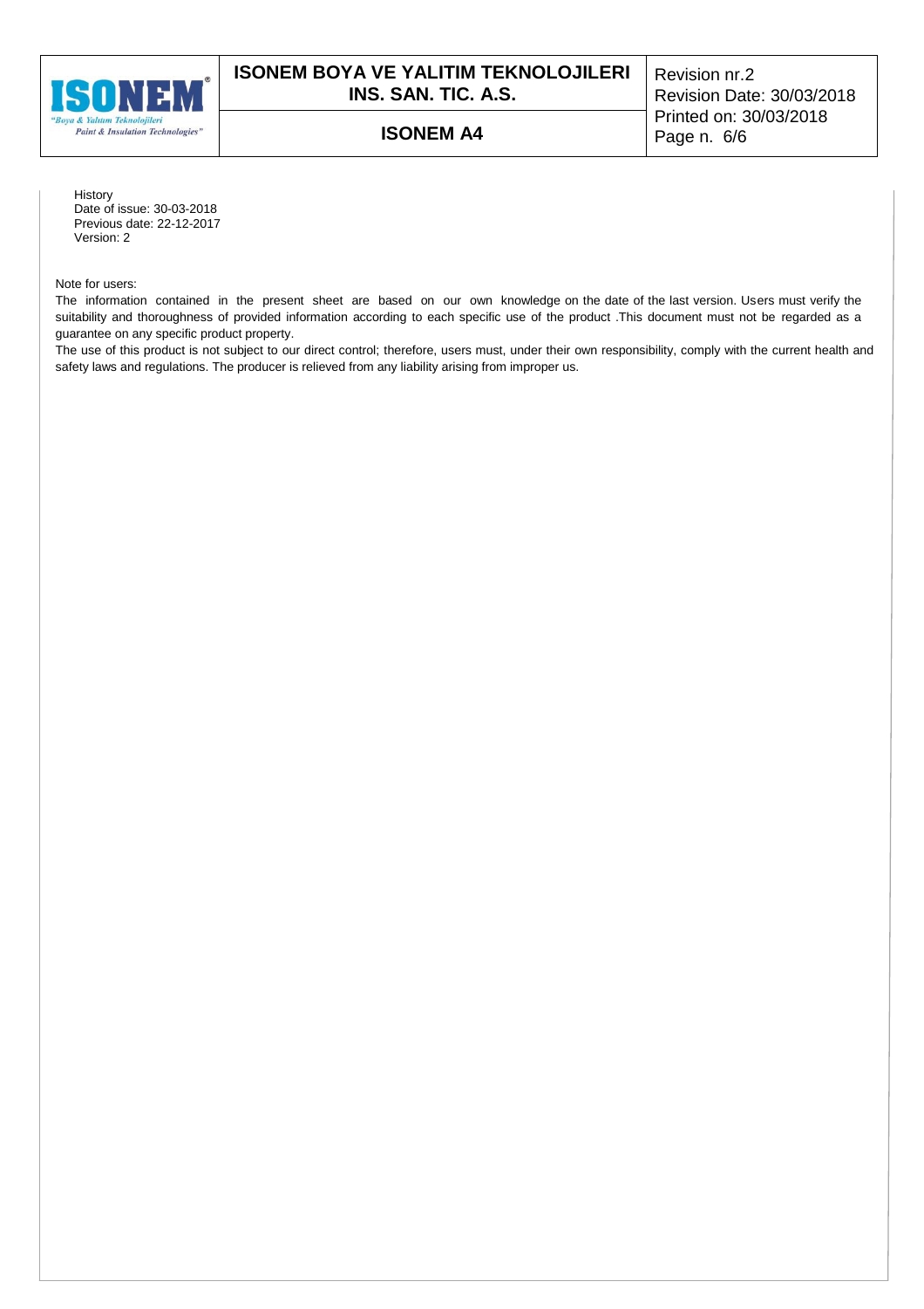History
Date of issue: 30-03-2018
Previous date: 22-12-2017
Version: 2

Note for users:
The information contained in the present sheet are based on our own knowledge on the date of the last version. Users must verify the suitability and thoroughness of provided information according to each specific use of the product .This document must not be regarded as a guarantee on any specific product property.
The use of this product is not subject to our direct control; therefore, users must, under their own responsibility, comply with the current health and safety laws and regulations. The producer is relieved from any liability arising from improper us.